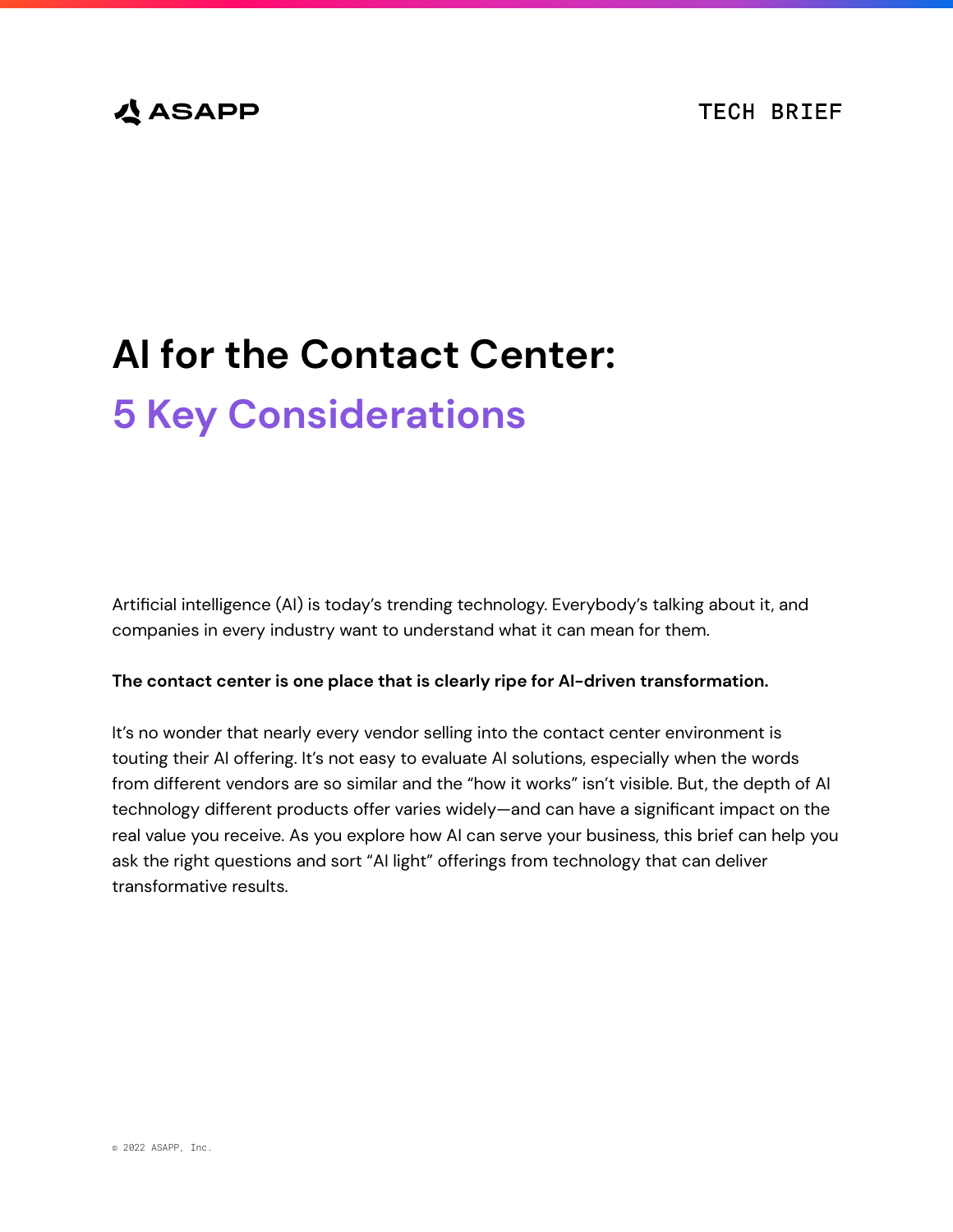ASAPP

TECH BRIEF

# AI for the Contact Center: 5 Key Considerations

Artificial intelligence (AI) is today's trending technology. Everybody's talking about it, and companies in every industry want to understand what it can mean for them.

**The contact center is one place that is clearly ripe for AI-driven transformation.**

It's no wonder that nearly every vendor selling into the contact center environment is touting their AI offering. It's not easy to evaluate AI solutions, especially when the words from different vendors are so similar and the "how it works" isn't visible. But, the depth of AI technology different products offer varies widely—and can have a significant impact on the real value you receive. As you explore how AI can serve your business, this brief can help you ask the right questions and sort "AI light" offerings from technology that can deliver transformative results.

© 2022 ASAPP, Inc.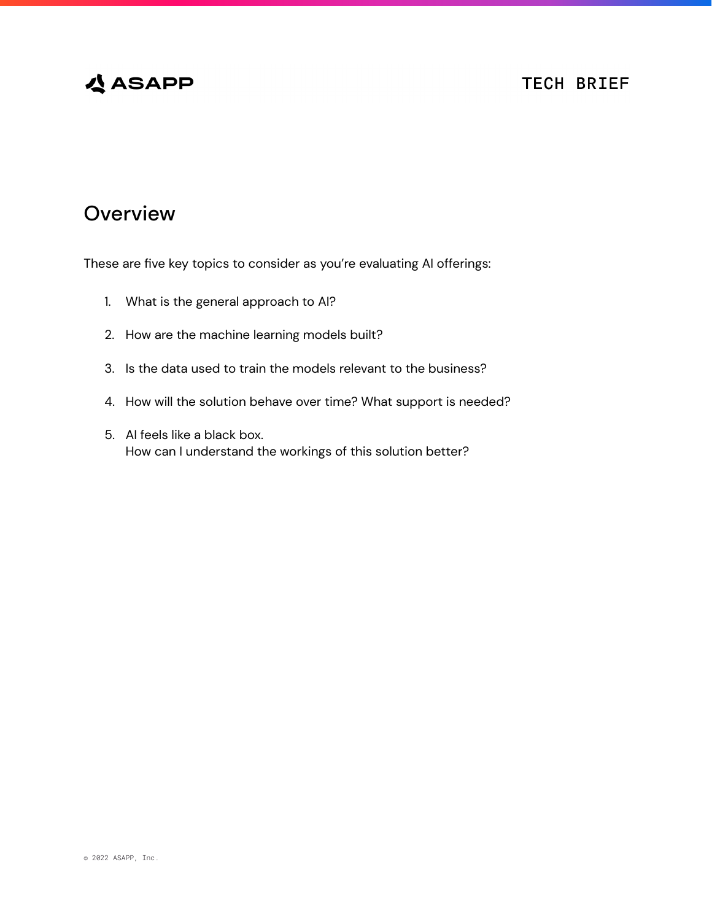## Overview

These are five key topics to consider as you're evaluating AI offerings:

1. What is the general approach to AI?
2. How are the machine learning models built?
3. Is the data used to train the models relevant to the business?
4. How will the solution behave over time? What support is needed?
5. AI feels like a black box.
   How can I understand the workings of this solution better?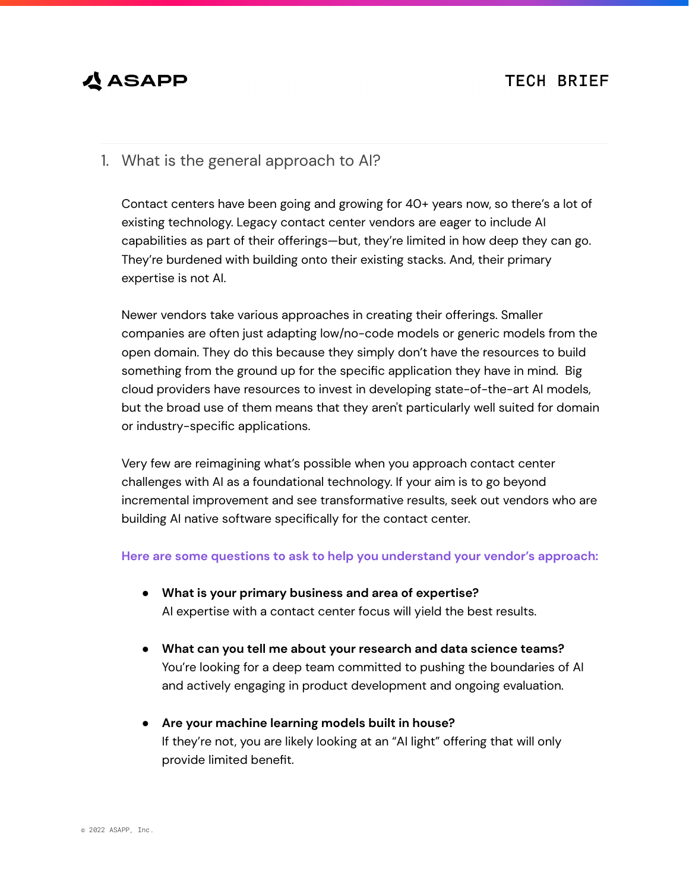## 1. What is the general approach to AI?

Contact centers have been going and growing for 40+ years now, so there's a lot of existing technology. Legacy contact center vendors are eager to include AI capabilities as part of their offerings—but, they're limited in how deep they can go. They're burdened with building onto their existing stacks. And, their primary expertise is not AI.

Newer vendors take various approaches in creating their offerings. Smaller companies are often just adapting low/no-code models or generic models from the open domain. They do this because they simply don't have the resources to build something from the ground up for the specific application they have in mind. Big cloud providers have resources to invest in developing state-of-the-art AI models, but the broad use of them means that they aren't particularly well suited for domain or industry-specific applications.

Very few are reimagining what's possible when you approach contact center challenges with AI as a foundational technology. If your aim is to go beyond incremental improvement and see transformative results, seek out vendors who are building AI native software specifically for the contact center.

**Here are some questions to ask to help you understand your vendor's approach:**

- **What is your primary business and area of expertise?**
  AI expertise with a contact center focus will yield the best results.

- **What can you tell me about your research and data science teams?**
  You're looking for a deep team committed to pushing the boundaries of AI and actively engaging in product development and ongoing evaluation.

- **Are your machine learning models built in house?**
  If they're not, you are likely looking at an "AI light" offering that will only provide limited benefit.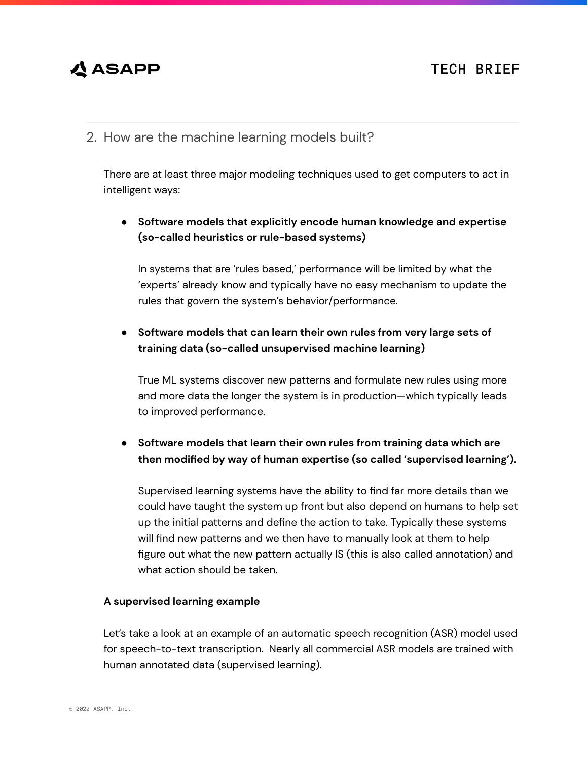## 2. How are the machine learning models built?

There are at least three major modeling techniques used to get computers to act in intelligent ways:

- **Software models that explicitly encode human knowledge and expertise (so-called heuristics or rule-based systems)**

  In systems that are 'rules based,' performance will be limited by what the 'experts' already know and typically have no easy mechanism to update the rules that govern the system's behavior/performance.

- **Software models that can learn their own rules from very large sets of training data (so-called unsupervised machine learning)**

  True ML systems discover new patterns and formulate new rules using more and more data the longer the system is in production—which typically leads to improved performance.

- **Software models that learn their own rules from training data which are then modified by way of human expertise (so called 'supervised learning').**

  Supervised learning systems have the ability to find far more details than we could have taught the system up front but also depend on humans to help set up the initial patterns and define the action to take. Typically these systems will find new patterns and we then have to manually look at them to help figure out what the new pattern actually IS (this is also called annotation) and what action should be taken.

**A supervised learning example**

Let's take a look at an example of an automatic speech recognition (ASR) model used for speech-to-text transcription. Nearly all commercial ASR models are trained with human annotated data (supervised learning).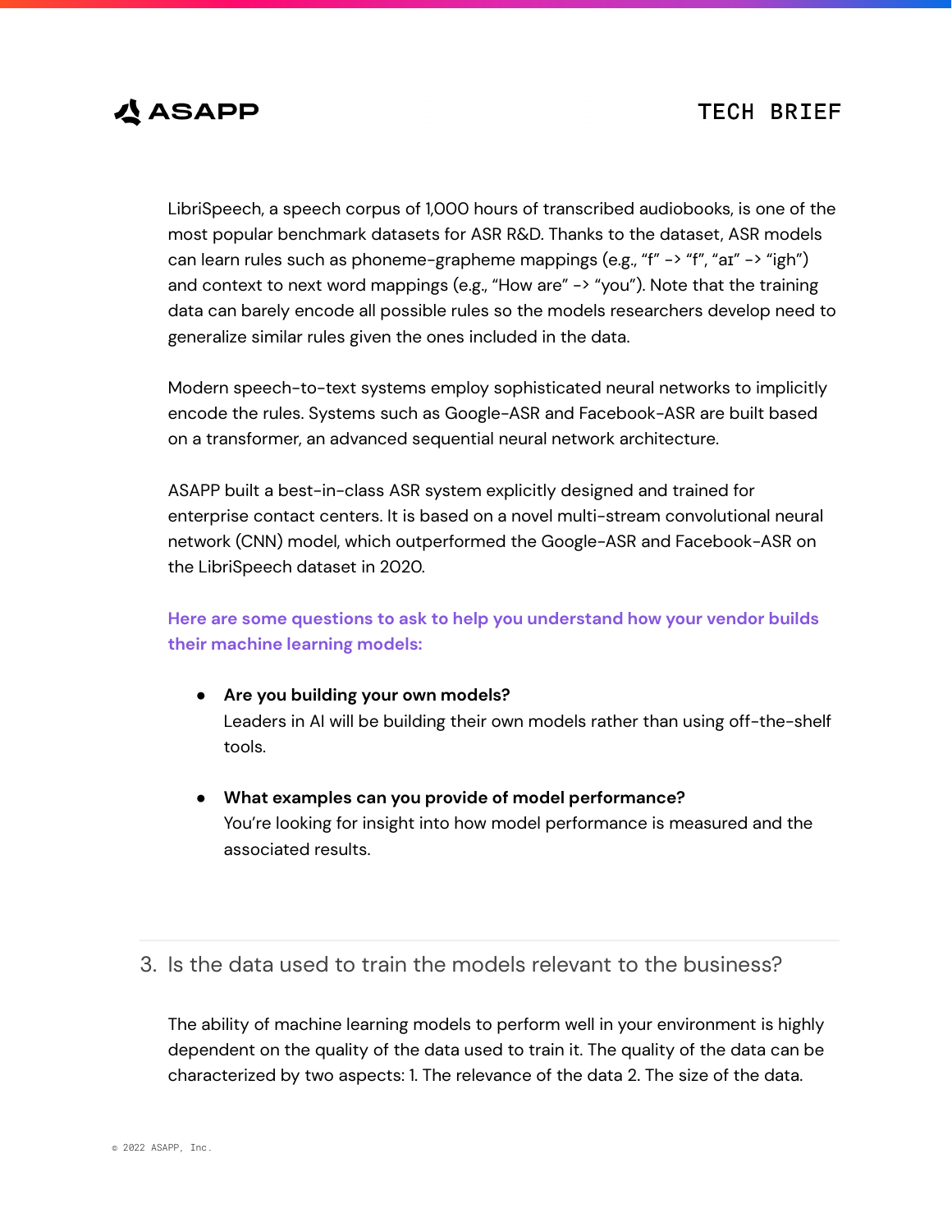LibriSpeech, a speech corpus of 1,000 hours of transcribed audiobooks, is one of the most popular benchmark datasets for ASR R&D. Thanks to the dataset, ASR models can learn rules such as phoneme-grapheme mappings (e.g., “f” -> “f”, “aɪ” -> “igh”) and context to next word mappings (e.g., “How are” -> “you”). Note that the training data can barely encode all possible rules so the models researchers develop need to generalize similar rules given the ones included in the data.

Modern speech-to-text systems employ sophisticated neural networks to implicitly encode the rules. Systems such as Google-ASR and Facebook-ASR are built based on a transformer, an advanced sequential neural network architecture.

ASAPP built a best-in-class ASR system explicitly designed and trained for enterprise contact centers. It is based on a novel multi-stream convolutional neural network (CNN) model, which outperformed the Google-ASR and Facebook-ASR on the LibriSpeech dataset in 2020.

**Here are some questions to ask to help you understand how your vendor builds their machine learning models:**

- **Are you building your own models?**
  Leaders in AI will be building their own models rather than using off-the-shelf tools.

- **What examples can you provide of model performance?**
  You’re looking for insight into how model performance is measured and the associated results.

## 3. Is the data used to train the models relevant to the business?

The ability of machine learning models to perform well in your environment is highly dependent on the quality of the data used to train it. The quality of the data can be characterized by two aspects: 1. The relevance of the data 2. The size of the data.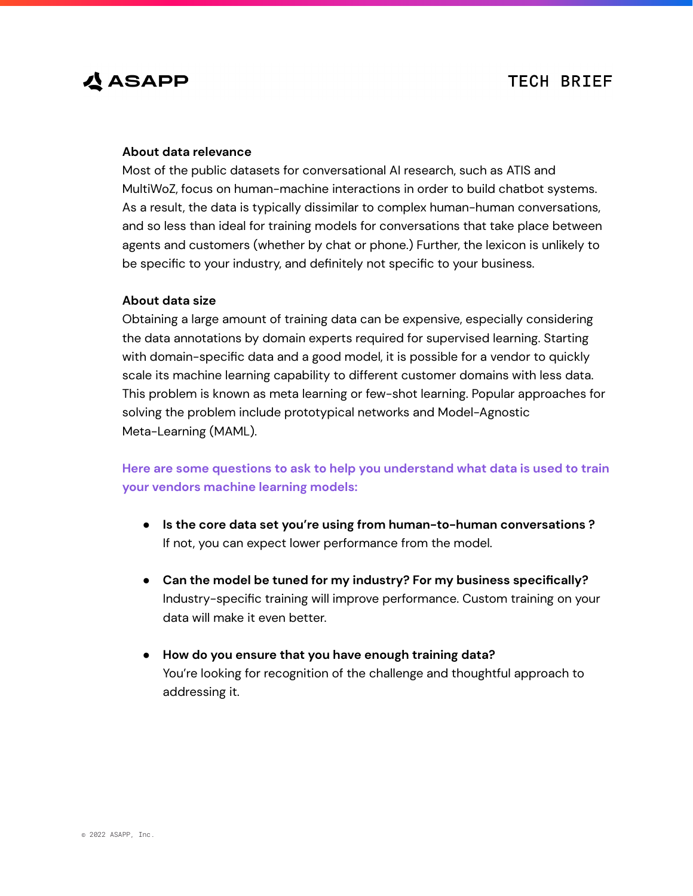### About data relevance

Most of the public datasets for conversational AI research, such as ATIS and MultiWoZ, focus on human-machine interactions in order to build chatbot systems. As a result, the data is typically dissimilar to complex human-human conversations, and so less than ideal for training models for conversations that take place between agents and customers (whether by chat or phone.) Further, the lexicon is unlikely to be specific to your industry, and definitely not specific to your business.

### About data size

Obtaining a large amount of training data can be expensive, especially considering the data annotations by domain experts required for supervised learning. Starting with domain-specific data and a good model, it is possible for a vendor to quickly scale its machine learning capability to different customer domains with less data. This problem is known as meta learning or few-shot learning. Popular approaches for solving the problem include prototypical networks and Model-Agnostic Meta-Learning (MAML).

**Here are some questions to ask to help you understand what data is used to train your vendors machine learning models:**

- **Is the core data set you're using from human-to-human conversations ?**
  If not, you can expect lower performance from the model.

- **Can the model be tuned for my industry? For my business specifically?**
  Industry-specific training will improve performance. Custom training on your data will make it even better.

- **How do you ensure that you have enough training data?**
  You're looking for recognition of the challenge and thoughtful approach to addressing it.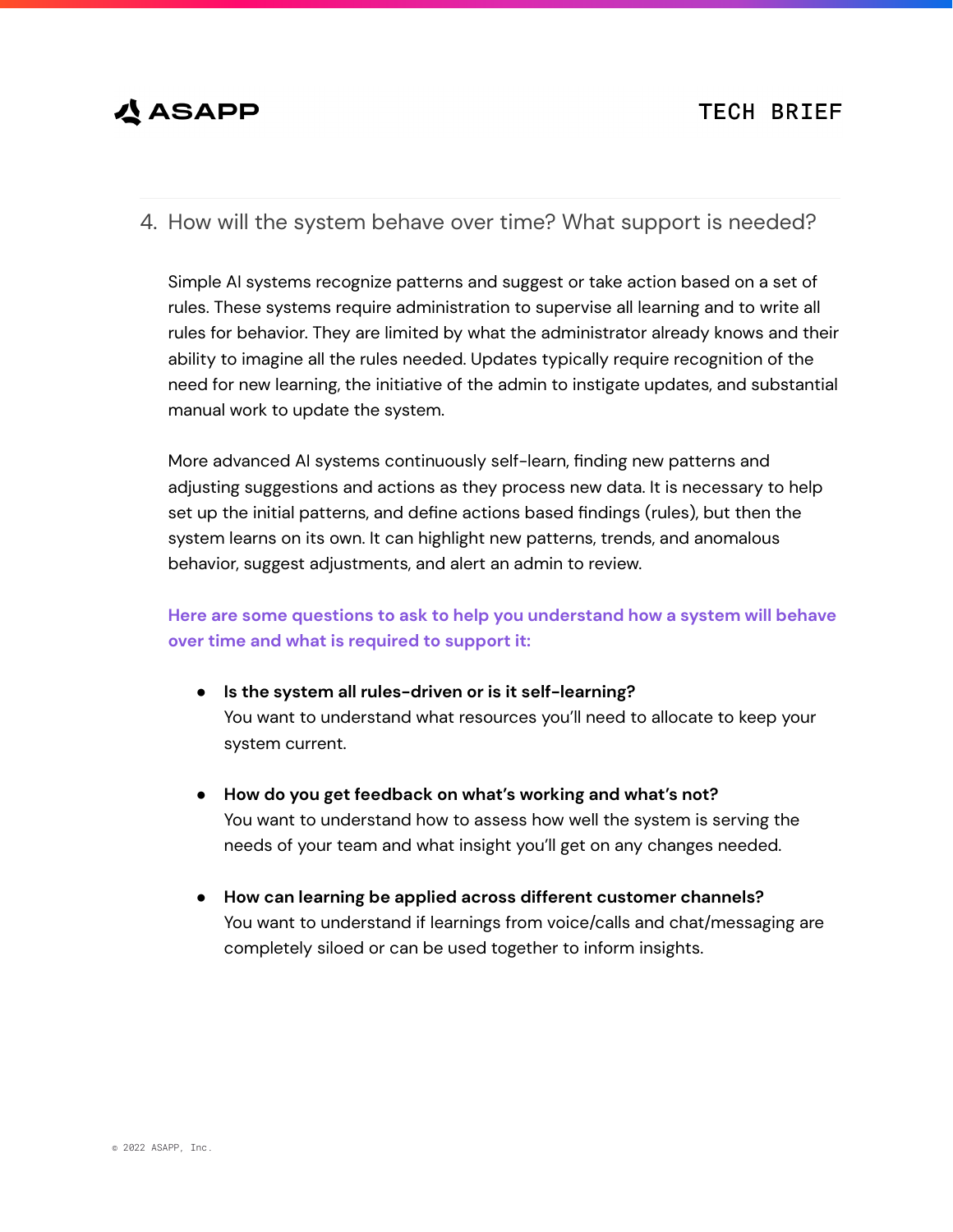## 4. How will the system behave over time? What support is needed?

Simple AI systems recognize patterns and suggest or take action based on a set of rules. These systems require administration to supervise all learning and to write all rules for behavior. They are limited by what the administrator already knows and their ability to imagine all the rules needed. Updates typically require recognition of the need for new learning, the initiative of the admin to instigate updates, and substantial manual work to update the system.

More advanced AI systems continuously self-learn, finding new patterns and adjusting suggestions and actions as they process new data. It is necessary to help set up the initial patterns, and define actions based findings (rules), but then the system learns on its own. It can highlight new patterns, trends, and anomalous behavior, suggest adjustments, and alert an admin to review.

**Here are some questions to ask to help you understand how a system will behave over time and what is required to support it:**

- **Is the system all rules-driven or is it self-learning?**
  You want to understand what resources you'll need to allocate to keep your system current.

- **How do you get feedback on what's working and what's not?**
  You want to understand how to assess how well the system is serving the needs of your team and what insight you'll get on any changes needed.

- **How can learning be applied across different customer channels?**
  You want to understand if learnings from voice/calls and chat/messaging are completely siloed or can be used together to inform insights.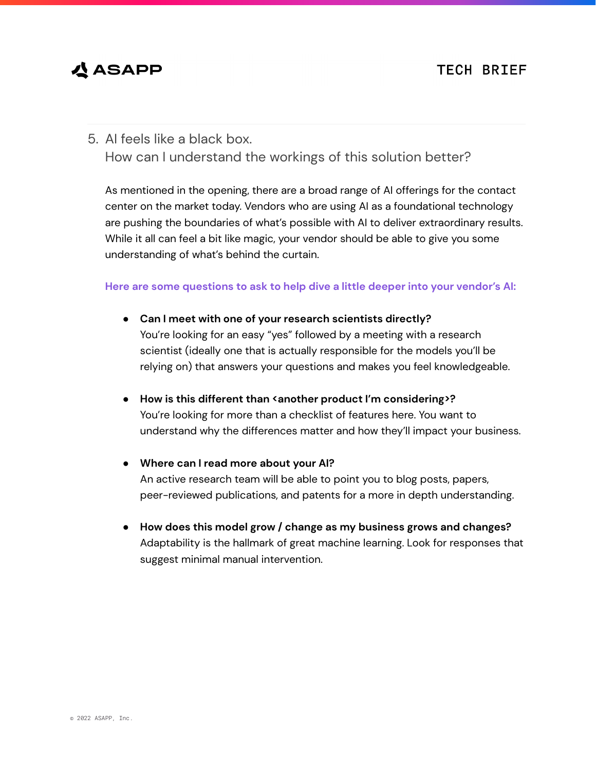## 5. AI feels like a black box. How can I understand the workings of this solution better?

As mentioned in the opening, there are a broad range of AI offerings for the contact center on the market today. Vendors who are using AI as a foundational technology are pushing the boundaries of what's possible with AI to deliver extraordinary results. While it all can feel a bit like magic, your vendor should be able to give you some understanding of what's behind the curtain.

**Here are some questions to ask to help dive a little deeper into your vendor's AI:**

- **Can I meet with one of your research scientists directly?**
  You're looking for an easy "yes" followed by a meeting with a research scientist (ideally one that is actually responsible for the models you'll be relying on) that answers your questions and makes you feel knowledgeable.

- **How is this different than <another product I'm considering>?**
  You're looking for more than a checklist of features here. You want to understand why the differences matter and how they'll impact your business.

- **Where can I read more about your AI?**
  An active research team will be able to point you to blog posts, papers, peer-reviewed publications, and patents for a more in depth understanding.

- **How does this model grow / change as my business grows and changes?**
  Adaptability is the hallmark of great machine learning. Look for responses that suggest minimal manual intervention.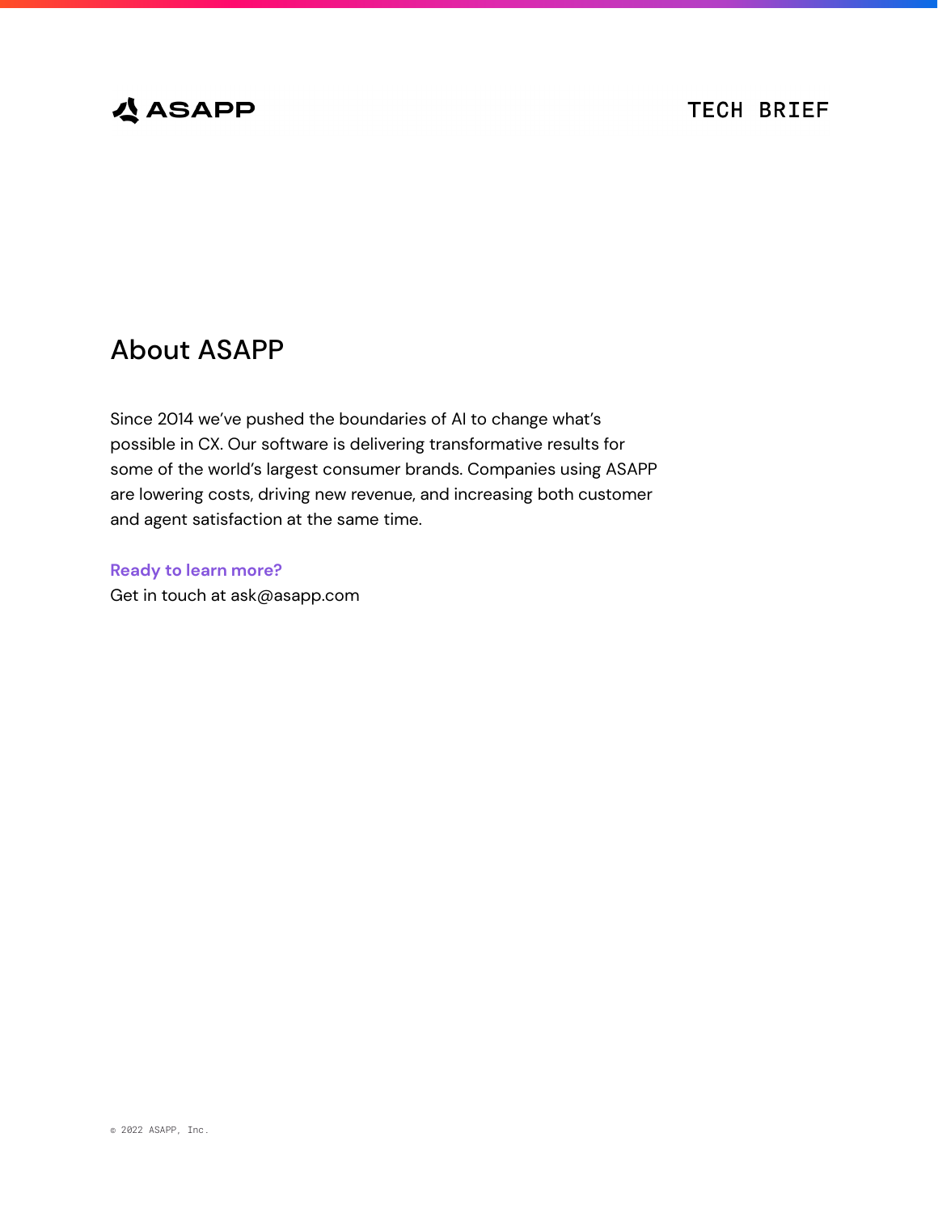## About ASAPP

Since 2014 we've pushed the boundaries of AI to change what's possible in CX. Our software is delivering transformative results for some of the world's largest consumer brands. Companies using ASAPP are lowering costs, driving new revenue, and increasing both customer and agent satisfaction at the same time.

**Ready to learn more?**
Get in touch at ask@asapp.com

© 2022 ASAPP, Inc.